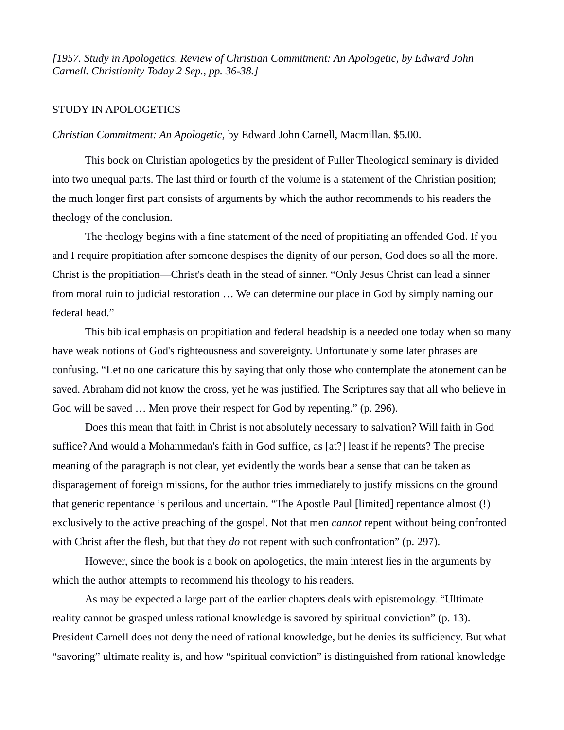*[1957. Study in Apologetics. Review of Christian Commitment: An Apologetic, by Edward John Carnell. Christianity Today 2 Sep., pp. 36-38.]*

STUDY IN APOLOGETICS

*Christian Commitment: An Apologetic*, by Edward John Carnell, Macmillan. $5.00.

This book on Christian apologetics by the president of Fuller Theological seminary is divided into two unequal parts. The last third or fourth of the volume is a statement of the Christian position; the much longer first part consists of arguments by which the author recommends to his readers the theology of the conclusion.

The theology begins with a fine statement of the need of propitiating an offended God. If you and I require propitiation after someone despises the dignity of our person, God does so all the more. Christ is the propitiation—Christ's death in the stead of sinner. "Only Jesus Christ can lead a sinner from moral ruin to judicial restoration … We can determine our place in God by simply naming our federal head."

This biblical emphasis on propitiation and federal headship is a needed one today when so many have weak notions of God's righteousness and sovereignty. Unfortunately some later phrases are confusing. "Let no one caricature this by saying that only those who contemplate the atonement can be saved. Abraham did not know the cross, yet he was justified. The Scriptures say that all who believe in God will be saved … Men prove their respect for God by repenting." (p. 296).

Does this mean that faith in Christ is not absolutely necessary to salvation? Will faith in God suffice? And would a Mohammedan's faith in God suffice, as [at?] least if he repents? The precise meaning of the paragraph is not clear, yet evidently the words bear a sense that can be taken as disparagement of foreign missions, for the author tries immediately to justify missions on the ground that generic repentance is perilous and uncertain. "The Apostle Paul [limited] repentance almost (!) exclusively to the active preaching of the gospel. Not that men *cannot* repent without being confronted with Christ after the flesh, but that they *do* not repent with such confrontation" (p. 297).

However, since the book is a book on apologetics, the main interest lies in the arguments by which the author attempts to recommend his theology to his readers.

As may be expected a large part of the earlier chapters deals with epistemology. "Ultimate reality cannot be grasped unless rational knowledge is savored by spiritual conviction" (p. 13). President Carnell does not deny the need of rational knowledge, but he denies its sufficiency. But what "savoring" ultimate reality is, and how "spiritual conviction" is distinguished from rational knowledge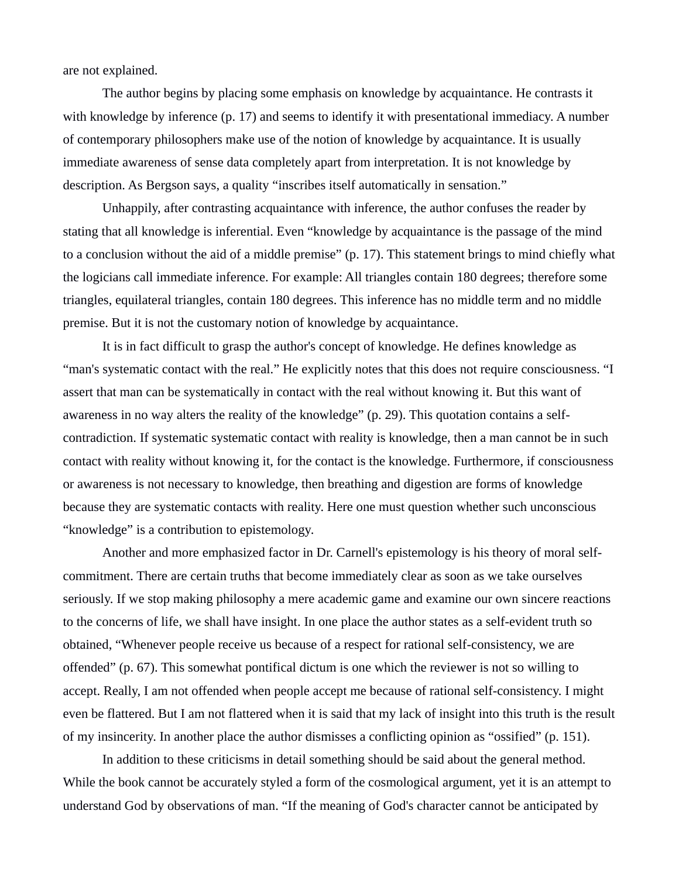are not explained.

The author begins by placing some emphasis on knowledge by acquaintance. He contrasts it with knowledge by inference (p. 17) and seems to identify it with presentational immediacy. A number of contemporary philosophers make use of the notion of knowledge by acquaintance. It is usually immediate awareness of sense data completely apart from interpretation. It is not knowledge by description. As Bergson says, a quality "inscribes itself automatically in sensation."

Unhappily, after contrasting acquaintance with inference, the author confuses the reader by stating that all knowledge is inferential. Even "knowledge by acquaintance is the passage of the mind to a conclusion without the aid of a middle premise" (p. 17). This statement brings to mind chiefly what the logicians call immediate inference. For example: All triangles contain 180 degrees; therefore some triangles, equilateral triangles, contain 180 degrees. This inference has no middle term and no middle premise. But it is not the customary notion of knowledge by acquaintance.

It is in fact difficult to grasp the author's concept of knowledge. He defines knowledge as "man's systematic contact with the real." He explicitly notes that this does not require consciousness. "I assert that man can be systematically in contact with the real without knowing it. But this want of awareness in no way alters the reality of the knowledge" (p. 29). This quotation contains a self-contradiction. If systematic systematic contact with reality is knowledge, then a man cannot be in such contact with reality without knowing it, for the contact is the knowledge. Furthermore, if consciousness or awareness is not necessary to knowledge, then breathing and digestion are forms of knowledge because they are systematic contacts with reality. Here one must question whether such unconscious "knowledge" is a contribution to epistemology.

Another and more emphasized factor in Dr. Carnell's epistemology is his theory of moral self-commitment. There are certain truths that become immediately clear as soon as we take ourselves seriously. If we stop making philosophy a mere academic game and examine our own sincere reactions to the concerns of life, we shall have insight. In one place the author states as a self-evident truth so obtained, "Whenever people receive us because of a respect for rational self-consistency, we are offended" (p. 67). This somewhat pontifical dictum is one which the reviewer is not so willing to accept. Really, I am not offended when people accept me because of rational self-consistency. I might even be flattered. But I am not flattered when it is said that my lack of insight into this truth is the result of my insincerity. In another place the author dismisses a conflicting opinion as "ossified" (p. 151).

In addition to these criticisms in detail something should be said about the general method. While the book cannot be accurately styled a form of the cosmological argument, yet it is an attempt to understand God by observations of man. "If the meaning of God's character cannot be anticipated by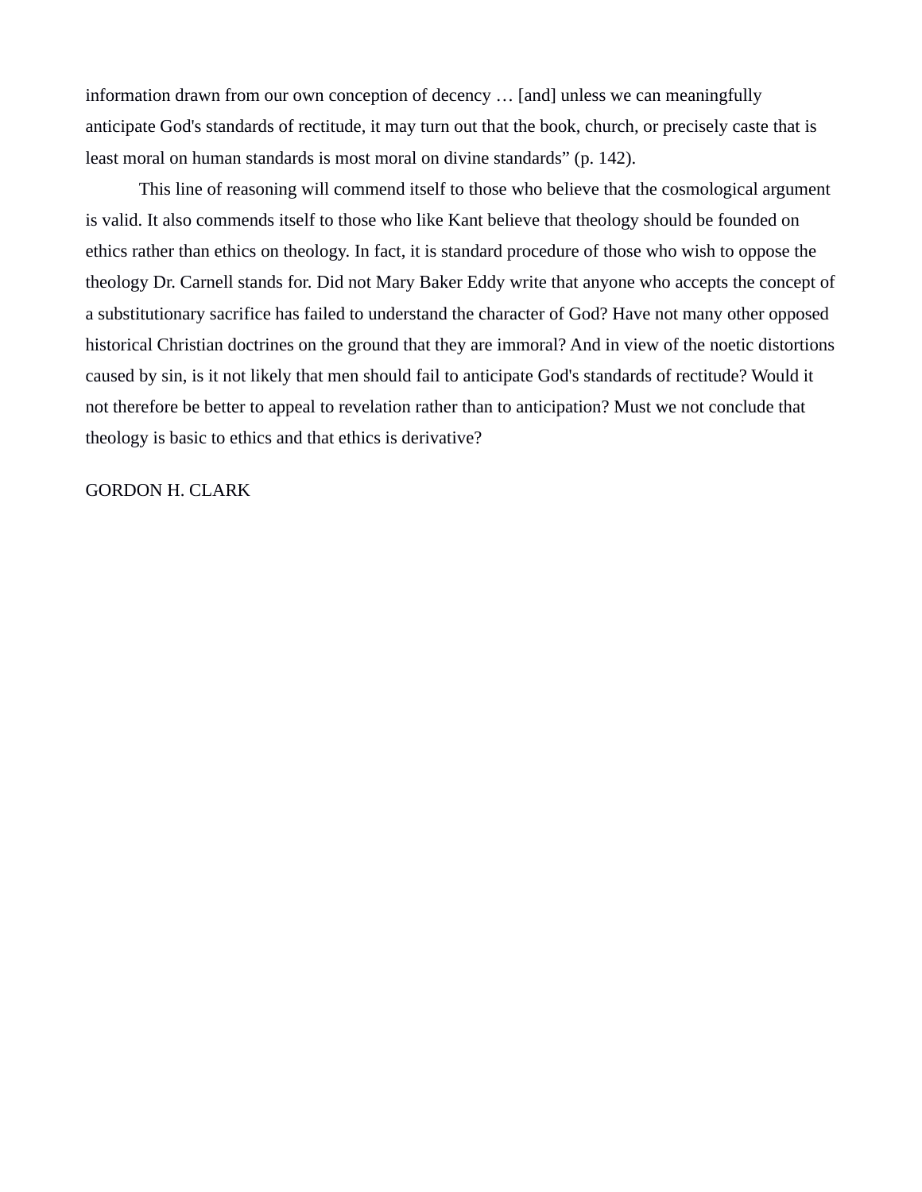information drawn from our own conception of decency … [and] unless we can meaningfully anticipate God's standards of rectitude, it may turn out that the book, church, or precisely caste that is least moral on human standards is most moral on divine standards” (p. 142).

This line of reasoning will commend itself to those who believe that the cosmological argument is valid. It also commends itself to those who like Kant believe that theology should be founded on ethics rather than ethics on theology. In fact, it is standard procedure of those who wish to oppose the theology Dr. Carnell stands for. Did not Mary Baker Eddy write that anyone who accepts the concept of a substitutionary sacrifice has failed to understand the character of God? Have not many other opposed historical Christian doctrines on the ground that they are immoral? And in view of the noetic distortions caused by sin, is it not likely that men should fail to anticipate God's standards of rectitude? Would it not therefore be better to appeal to revelation rather than to anticipation? Must we not conclude that theology is basic to ethics and that ethics is derivative?

GORDON H. CLARK